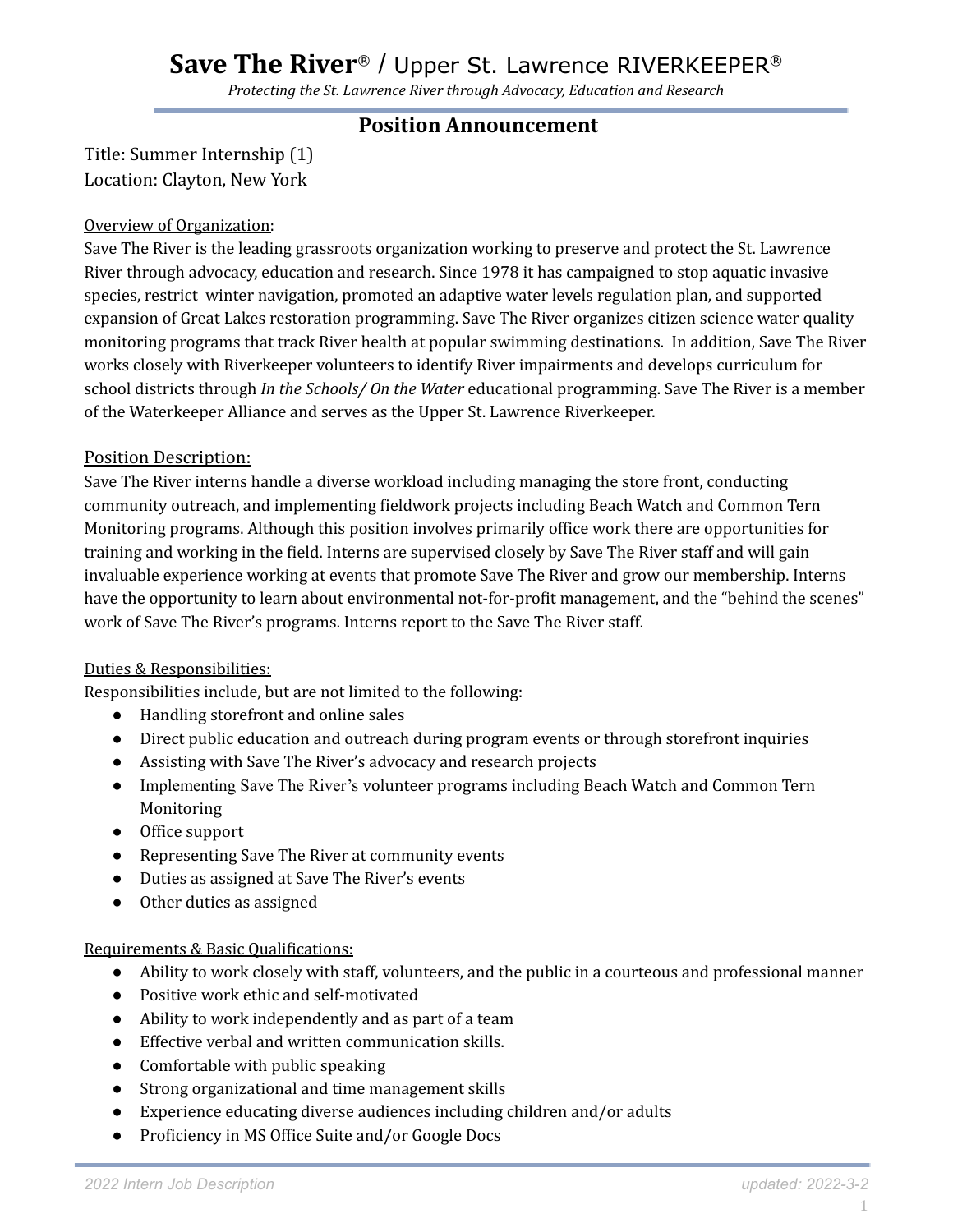# **Save The River**® / Upper St. Lawrence RIVERKEEPER®

*Protecting the St. Lawrence River through Advocacy, Education and Research*

## Position Announcement

Title: Summer Internship (1)
Location: Clayton, New York

Overview of Organization:
Save The River is the leading grassroots organization working to preserve and protect the St. Lawrence River through advocacy, education and research. Since 1978 it has campaigned to stop aquatic invasive species, restrict winter navigation, promoted an adaptive water levels regulation plan, and supported expansion of Great Lakes restoration programming. Save The River organizes citizen science water quality monitoring programs that track River health at popular swimming destinations. In addition, Save The River works closely with Riverkeeper volunteers to identify River impairments and develops curriculum for school districts through *In the Schools/ On the Water* educational programming. Save The River is a member of the Waterkeeper Alliance and serves as the Upper St. Lawrence Riverkeeper.

Position Description:
Save The River interns handle a diverse workload including managing the store front, conducting community outreach, and implementing fieldwork projects including Beach Watch and Common Tern Monitoring programs. Although this position involves primarily office work there are opportunities for training and working in the field. Interns are supervised closely by Save The River staff and will gain invaluable experience working at events that promote Save The River and grow our membership. Interns have the opportunity to learn about environmental not-for-profit management, and the "behind the scenes" work of Save The River's programs. Interns report to the Save The River staff.

Duties & Responsibilities:
Responsibilities include, but are not limited to the following:

- Handling storefront and online sales
- Direct public education and outreach during program events or through storefront inquiries
- Assisting with Save The River's advocacy and research projects
- Implementing Save The River's volunteer programs including Beach Watch and Common Tern Monitoring
- Office support
- Representing Save The River at community events
- Duties as assigned at Save The River's events
- Other duties as assigned

Requirements & Basic Qualifications:

- Ability to work closely with staff, volunteers, and the public in a courteous and professional manner
- Positive work ethic and self-motivated
- Ability to work independently and as part of a team
- Effective verbal and written communication skills.
- Comfortable with public speaking
- Strong organizational and time management skills
- Experience educating diverse audiences including children and/or adults
- Proficiency in MS Office Suite and/or Google Docs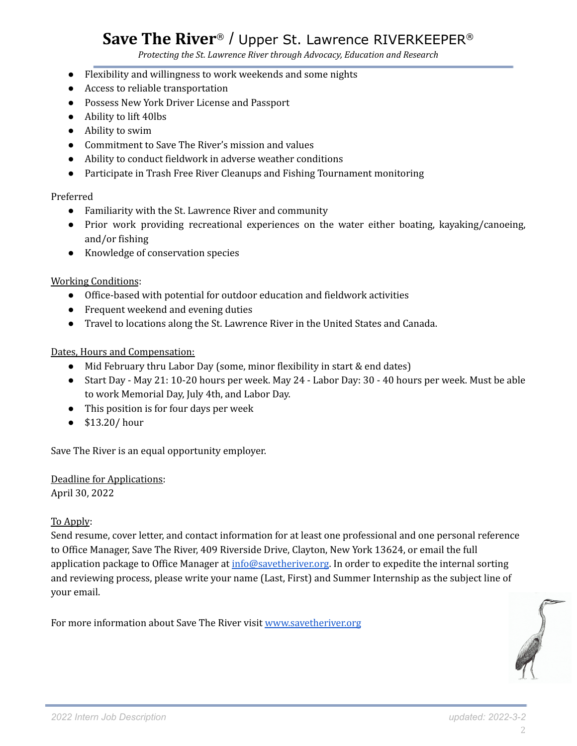- Flexibility and willingness to work weekends and some nights
- Access to reliable transportation
- Possess New York Driver License and Passport
- Ability to lift 40lbs
- Ability to swim
- Commitment to Save The River's mission and values
- Ability to conduct fieldwork in adverse weather conditions
- Participate in Trash Free River Cleanups and Fishing Tournament monitoring

Preferred

- Familiarity with the St. Lawrence River and community
- Prior work providing recreational experiences on the water either boating, kayaking/canoeing, and/or fishing
- Knowledge of conservation species

Working Conditions:

- Office-based with potential for outdoor education and fieldwork activities
- Frequent weekend and evening duties
- Travel to locations along the St. Lawrence River in the United States and Canada.

Dates, Hours and Compensation:

- Mid February thru Labor Day (some, minor flexibility in start & end dates)
- Start Day - May 21: 10-20 hours per week. May 24 - Labor Day: 30 - 40 hours per week. Must be able to work Memorial Day, July 4th, and Labor Day.
- This position is for four days per week
- $13.20/ hour

Save The River is an equal opportunity employer.

Deadline for Applications:
April 30, 2022

To Apply:
Send resume, cover letter, and contact information for at least one professional and one personal reference to Office Manager, Save The River, 409 Riverside Drive, Clayton, New York 13624, or email the full application package to Office Manager at info@savetheriver.org. In order to expedite the internal sorting and reviewing process, please write your name (Last, First) and Summer Internship as the subject line of your email.

For more information about Save The River visit www.savetheriver.org